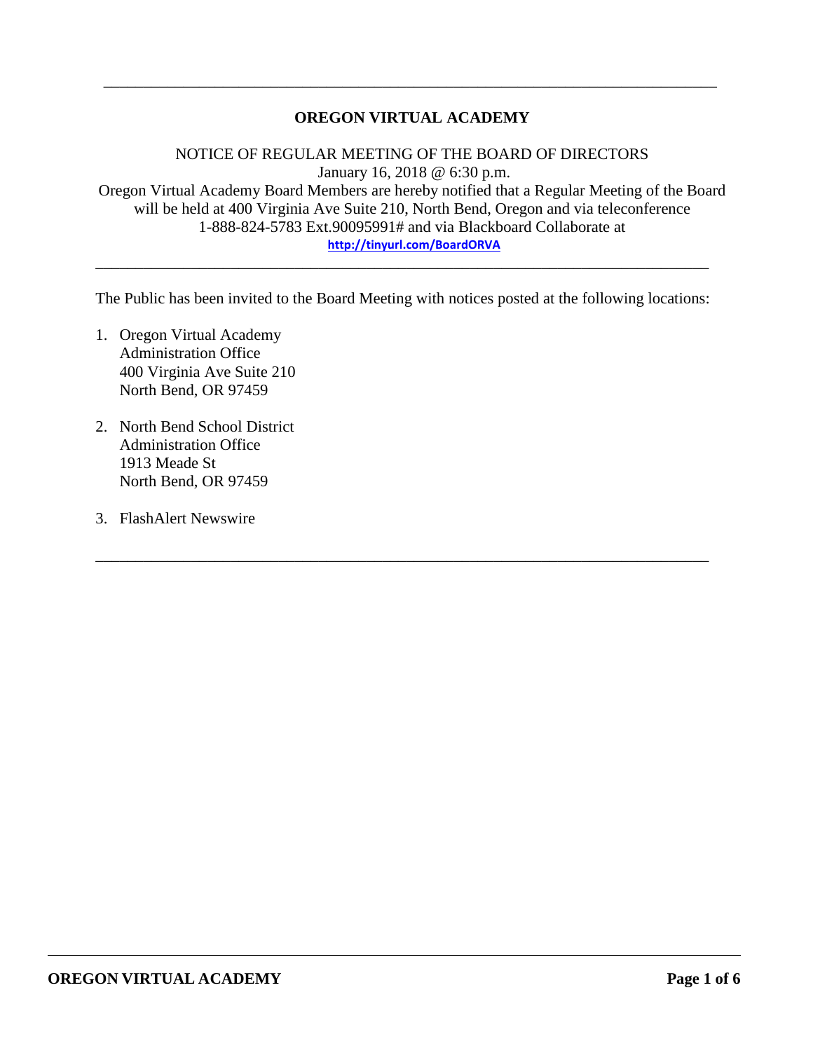# OREGON VIRTUAL ACADEMY

NOTICE OF REGULAR MEETING OF THE BOARD OF DIRECTORS
January 16, 2018 @ 6:30 p.m.
Oregon Virtual Academy Board Members are hereby notified that a Regular Meeting of the Board will be held at 400 Virginia Ave Suite 210, North Bend, Oregon and via teleconference 1-888-824-5783 Ext.90095991# and via Blackboard Collaborate at
http://tinyurl.com/BoardORVA

---

The Public has been invited to the Board Meeting with notices posted at the following locations:

1. Oregon Virtual Academy
   Administration Office
   400 Virginia Ave Suite 210
   North Bend, OR 97459

2. North Bend School District
   Administration Office
   1913 Meade St
   North Bend, OR 97459

3. FlashAlert Newswire

---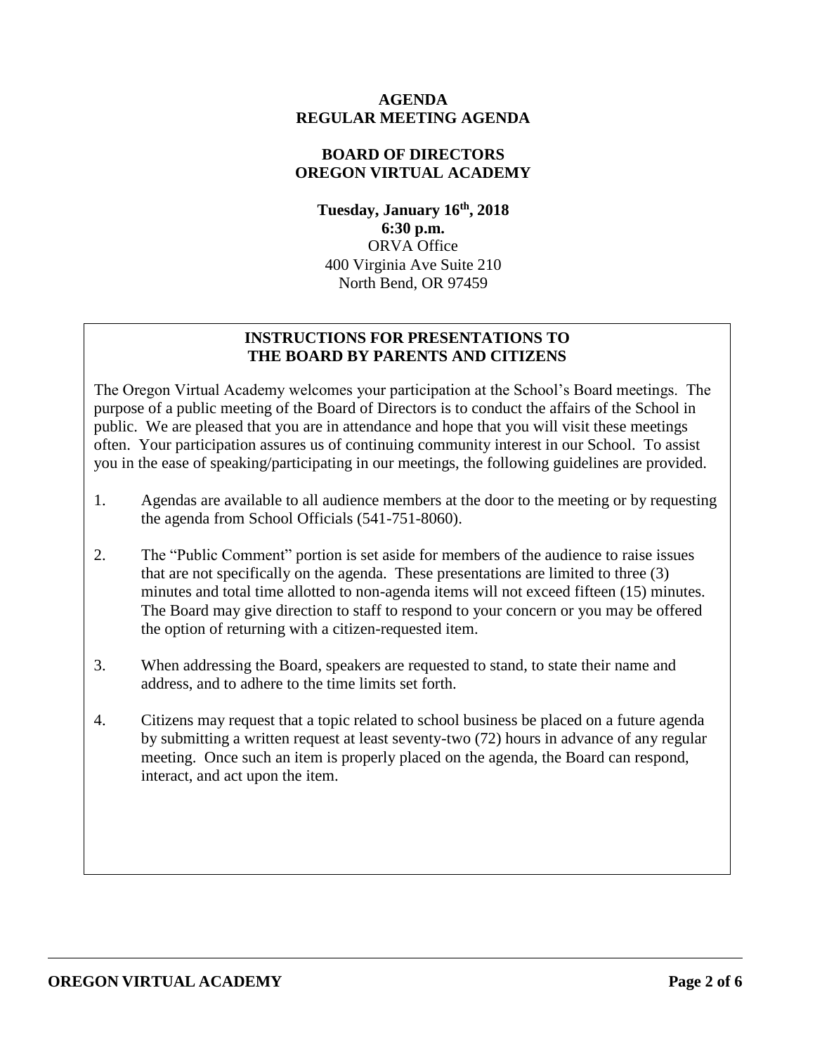**AGENDA**
**REGULAR MEETING AGENDA**

**BOARD OF DIRECTORS**
**OREGON VIRTUAL ACADEMY**

**Tuesday, January 16th, 2018**
**6:30 p.m.**
ORVA Office
400 Virginia Ave Suite 210
North Bend, OR 97459

## INSTRUCTIONS FOR PRESENTATIONS TO THE BOARD BY PARENTS AND CITIZENS

The Oregon Virtual Academy welcomes your participation at the School's Board meetings. The purpose of a public meeting of the Board of Directors is to conduct the affairs of the School in public. We are pleased that you are in attendance and hope that you will visit these meetings often. Your participation assures us of continuing community interest in our School. To assist you in the ease of speaking/participating in our meetings, the following guidelines are provided.

1. Agendas are available to all audience members at the door to the meeting or by requesting the agenda from School Officials (541-751-8060).

2. The "Public Comment" portion is set aside for members of the audience to raise issues that are not specifically on the agenda. These presentations are limited to three (3) minutes and total time allotted to non-agenda items will not exceed fifteen (15) minutes. The Board may give direction to staff to respond to your concern or you may be offered the option of returning with a citizen-requested item.

3. When addressing the Board, speakers are requested to stand, to state their name and address, and to adhere to the time limits set forth.

4. Citizens may request that a topic related to school business be placed on a future agenda by submitting a written request at least seventy-two (72) hours in advance of any regular meeting. Once such an item is properly placed on the agenda, the Board can respond, interact, and act upon the item.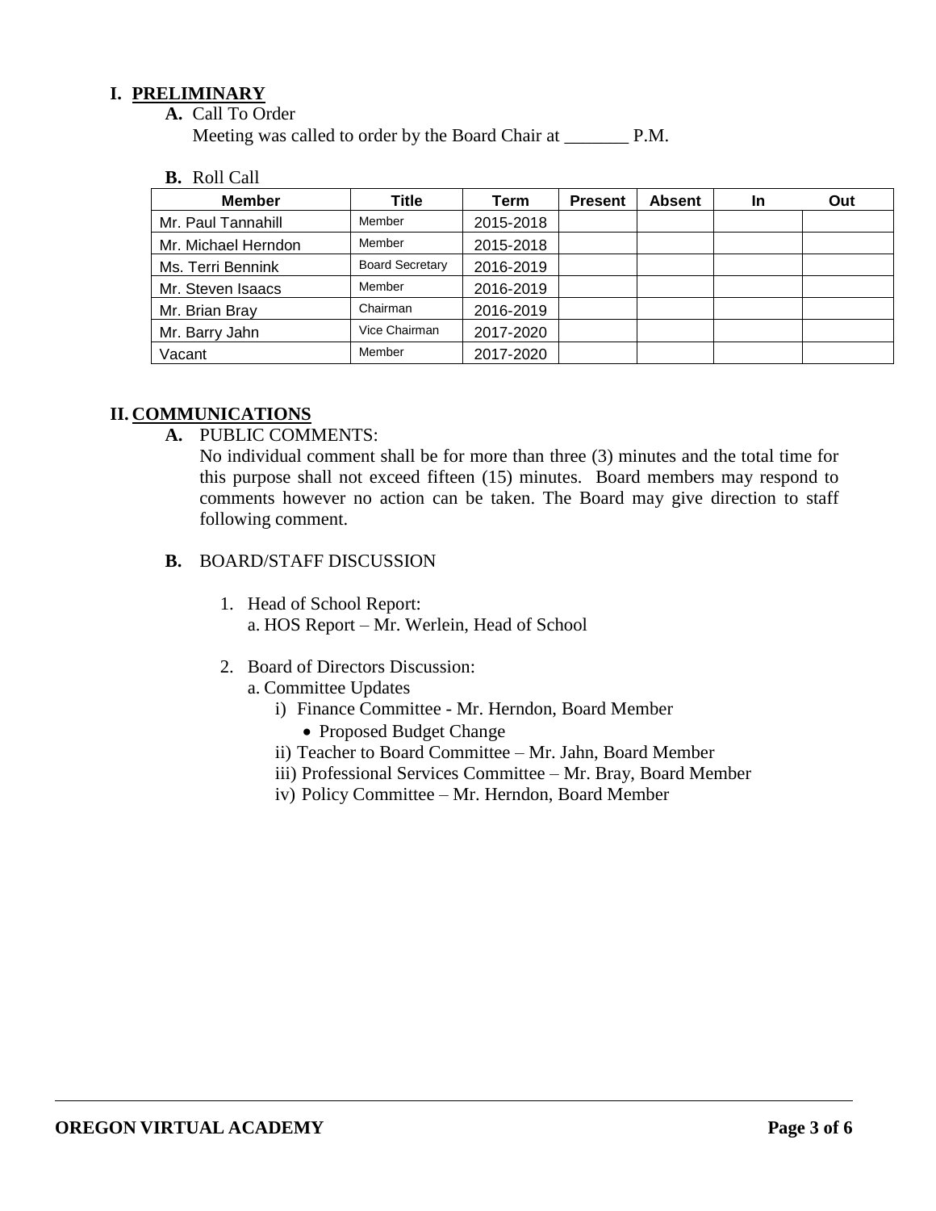## I. PRELIMINARY

**A.** Call To Order

Meeting was called to order by the Board Chair at _______ P.M.

**B.** Roll Call

| Member | Title | Term | Present | Absent | In | Out |
|---|---|---|---|---|---|---|
| Mr. Paul Tannahill | Member | 2015-2018 | | | | |
| Mr. Michael Herndon | Member | 2015-2018 | | | | |
| Ms. Terri Bennink | Board Secretary | 2016-2019 | | | | |
| Mr. Steven Isaacs | Member | 2016-2019 | | | | |
| Mr. Brian Bray | Chairman | 2016-2019 | | | | |
| Mr. Barry Jahn | Vice Chairman | 2017-2020 | | | | |
| Vacant | Member | 2017-2020 | | | | |

## II. COMMUNICATIONS

**A.** PUBLIC COMMENTS:

No individual comment shall be for more than three (3) minutes and the total time for this purpose shall not exceed fifteen (15) minutes. Board members may respond to comments however no action can be taken. The Board may give direction to staff following comment.

**B.** BOARD/STAFF DISCUSSION

1. Head of School Report:
   a. HOS Report – Mr. Werlein, Head of School

2. Board of Directors Discussion:
   a. Committee Updates
      i) Finance Committee - Mr. Herndon, Board Member
         - Proposed Budget Change
      ii) Teacher to Board Committee – Mr. Jahn, Board Member
      iii) Professional Services Committee – Mr. Bray, Board Member
      iv) Policy Committee – Mr. Herndon, Board Member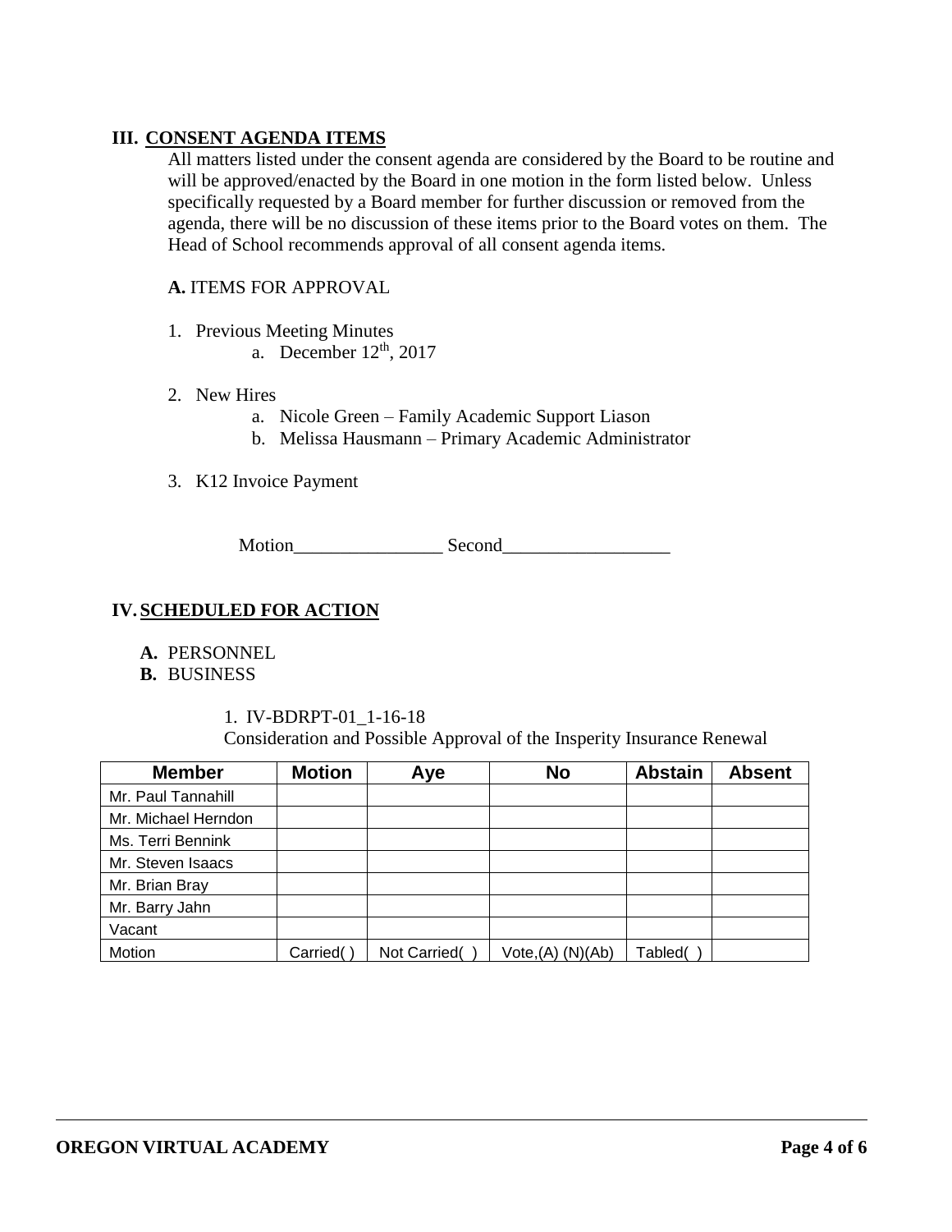## III. CONSENT AGENDA ITEMS

All matters listed under the consent agenda are considered by the Board to be routine and will be approved/enacted by the Board in one motion in the form listed below. Unless specifically requested by a Board member for further discussion or removed from the agenda, there will be no discussion of these items prior to the Board votes on them. The Head of School recommends approval of all consent agenda items.

**A.** ITEMS FOR APPROVAL

1. Previous Meeting Minutes
   a. December 12th, 2017

2. New Hires
   a. Nicole Green – Family Academic Support Liason
   b. Melissa Hausmann – Primary Academic Administrator

3. K12 Invoice Payment

Motion________________ Second__________________

## IV. SCHEDULED FOR ACTION

**A.** PERSONNEL
**B.** BUSINESS

1. IV-BDRPT-01_1-16-18
Consideration and Possible Approval of the Insperity Insurance Renewal

| Member | Motion | Aye | No | Abstain | Absent |
|---|---|---|---|---|---|
| Mr. Paul Tannahill | | | | | |
| Mr. Michael Herndon | | | | | |
| Ms. Terri Bennink | | | | | |
| Mr. Steven Isaacs | | | | | |
| Mr. Brian Bray | | | | | |
| Mr. Barry Jahn | | | | | |
| Vacant | | | | | |
| Motion | Carried( ) | Not Carried( ) | Vote,(A) (N)(Ab) | Tabled( ) | |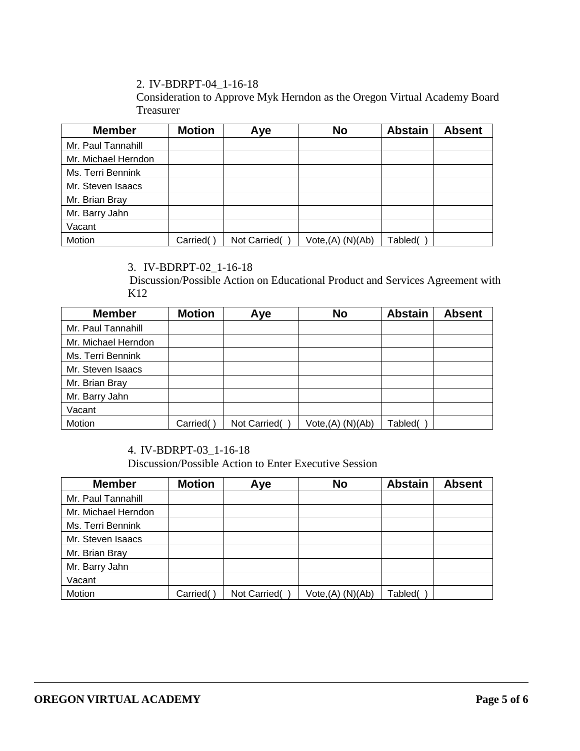2. IV-BDRPT-04_1-16-18
Consideration to Approve Myk Herndon as the Oregon Virtual Academy Board Treasurer

| Member | Motion | Aye | No | Abstain | Absent |
|---|---|---|---|---|---|
| Mr. Paul Tannahill | | | | | |
| Mr. Michael Herndon | | | | | |
| Ms. Terri Bennink | | | | | |
| Mr. Steven Isaacs | | | | | |
| Mr. Brian Bray | | | | | |
| Mr. Barry Jahn | | | | | |
| Vacant | | | | | |
| Motion | Carried( ) | Not Carried( ) | Vote,(A) (N)(Ab) | Tabled( ) | |

3. IV-BDRPT-02_1-16-18
Discussion/Possible Action on Educational Product and Services Agreement with K12

| Member | Motion | Aye | No | Abstain | Absent |
|---|---|---|---|---|---|
| Mr. Paul Tannahill | | | | | |
| Mr. Michael Herndon | | | | | |
| Ms. Terri Bennink | | | | | |
| Mr. Steven Isaacs | | | | | |
| Mr. Brian Bray | | | | | |
| Mr. Barry Jahn | | | | | |
| Vacant | | | | | |
| Motion | Carried( ) | Not Carried( ) | Vote,(A) (N)(Ab) | Tabled( ) | |

4. IV-BDRPT-03_1-16-18
Discussion/Possible Action to Enter Executive Session

| Member | Motion | Aye | No | Abstain | Absent |
|---|---|---|---|---|---|
| Mr. Paul Tannahill | | | | | |
| Mr. Michael Herndon | | | | | |
| Ms. Terri Bennink | | | | | |
| Mr. Steven Isaacs | | | | | |
| Mr. Brian Bray | | | | | |
| Mr. Barry Jahn | | | | | |
| Vacant | | | | | |
| Motion | Carried( ) | Not Carried( ) | Vote,(A) (N)(Ab) | Tabled( ) | |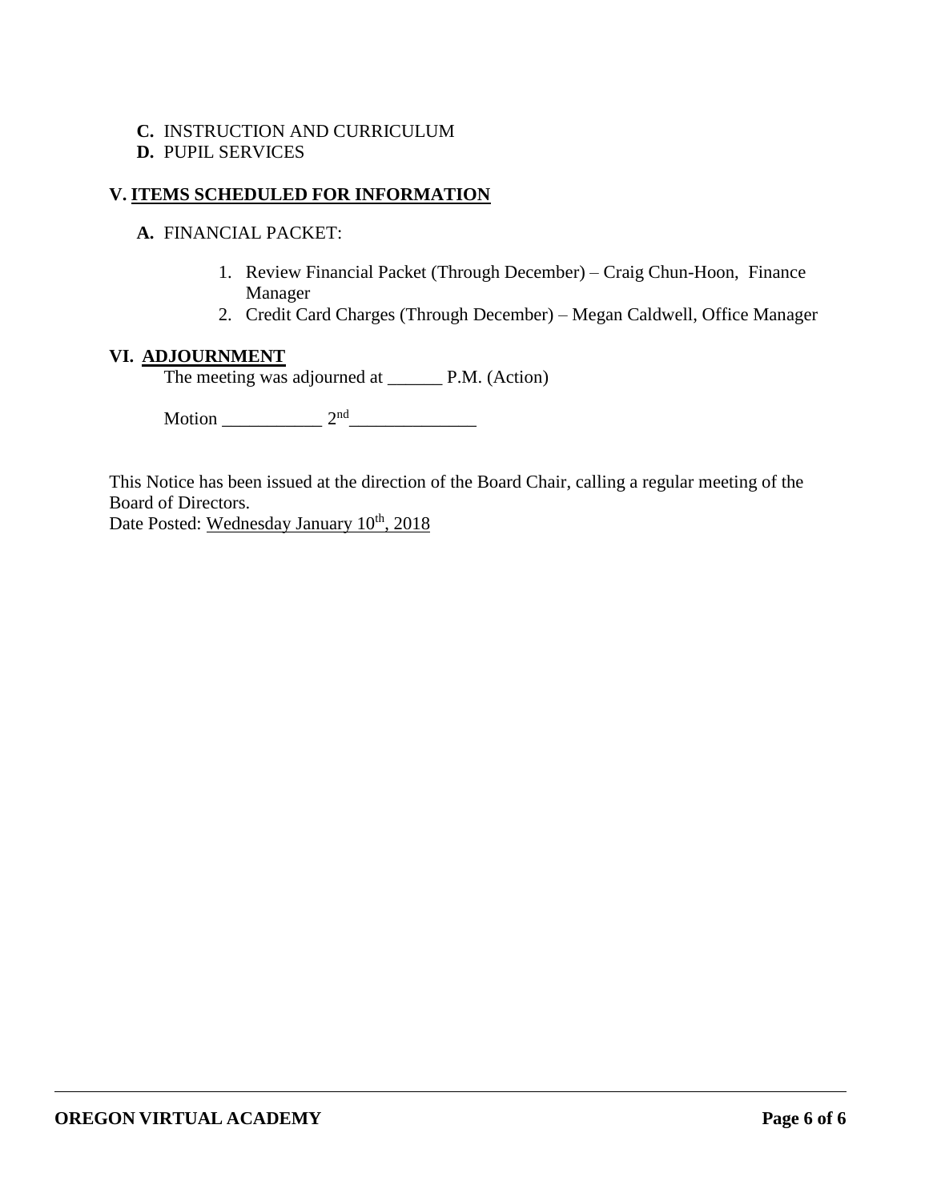**C.** INSTRUCTION AND CURRICULUM
**D.** PUPIL SERVICES

## V. ITEMS SCHEDULED FOR INFORMATION

**A.** FINANCIAL PACKET:

1. Review Financial Packet (Through December) – Craig Chun-Hoon, Finance Manager
2. Credit Card Charges (Through December) – Megan Caldwell, Office Manager

## VI. ADJOURNMENT

The meeting was adjourned at ______ P.M. (Action)

Motion ___________ 2nd______________

This Notice has been issued at the direction of the Board Chair, calling a regular meeting of the Board of Directors.
Date Posted: Wednesday January 10th, 2018